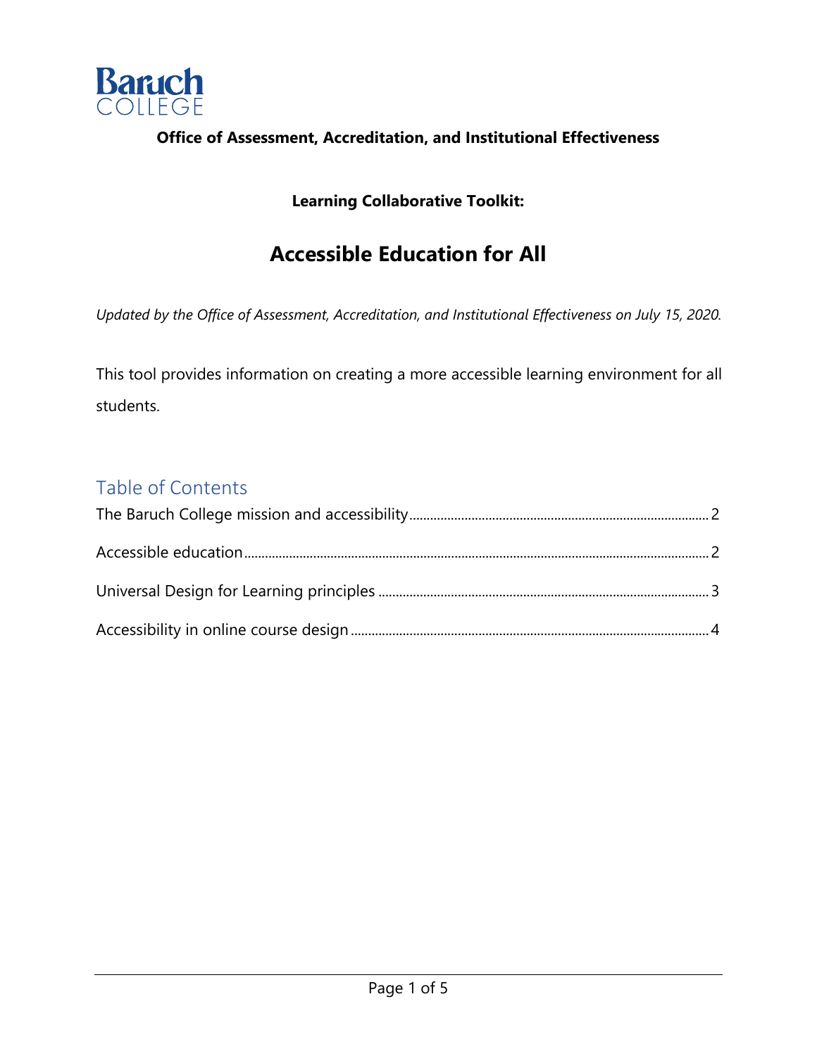Baruch College

**Office of Assessment, Accreditation, and Institutional Effectiveness**

**Learning Collaborative Toolkit:**

# Accessible Education for All

*Updated by the Office of Assessment, Accreditation, and Institutional Effectiveness on July 15, 2020.*

This tool provides information on creating a more accessible learning environment for all students.

## Table of Contents

- The Baruch College mission and accessibility ........ 2
- Accessible education ........ 2
- Universal Design for Learning principles ........ 3
- Accessibility in online course design ........ 4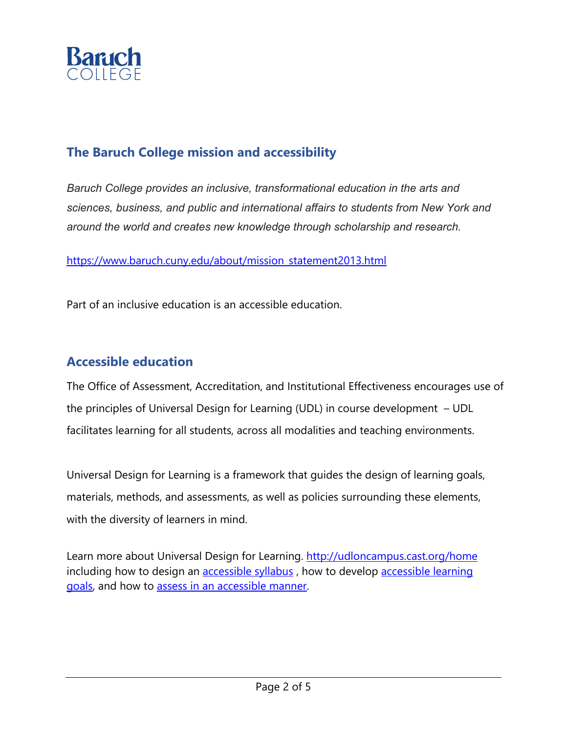## The Baruch College mission and accessibility

*Baruch College provides an inclusive, transformational education in the arts and sciences, business, and public and international affairs to students from New York and around the world and creates new knowledge through scholarship and research.*

https://www.baruch.cuny.edu/about/mission_statement2013.html

Part of an inclusive education is an accessible education.

## Accessible education

The Office of Assessment, Accreditation, and Institutional Effectiveness encourages use of the principles of Universal Design for Learning (UDL) in course development – UDL facilitates learning for all students, across all modalities and teaching environments.

Universal Design for Learning is a framework that guides the design of learning goals, materials, methods, and assessments, as well as policies surrounding these elements, with the diversity of learners in mind.

Learn more about Universal Design for Learning. http://udloncampus.cast.org/home including how to design an accessible syllabus , how to develop accessible learning goals, and how to assess in an accessible manner.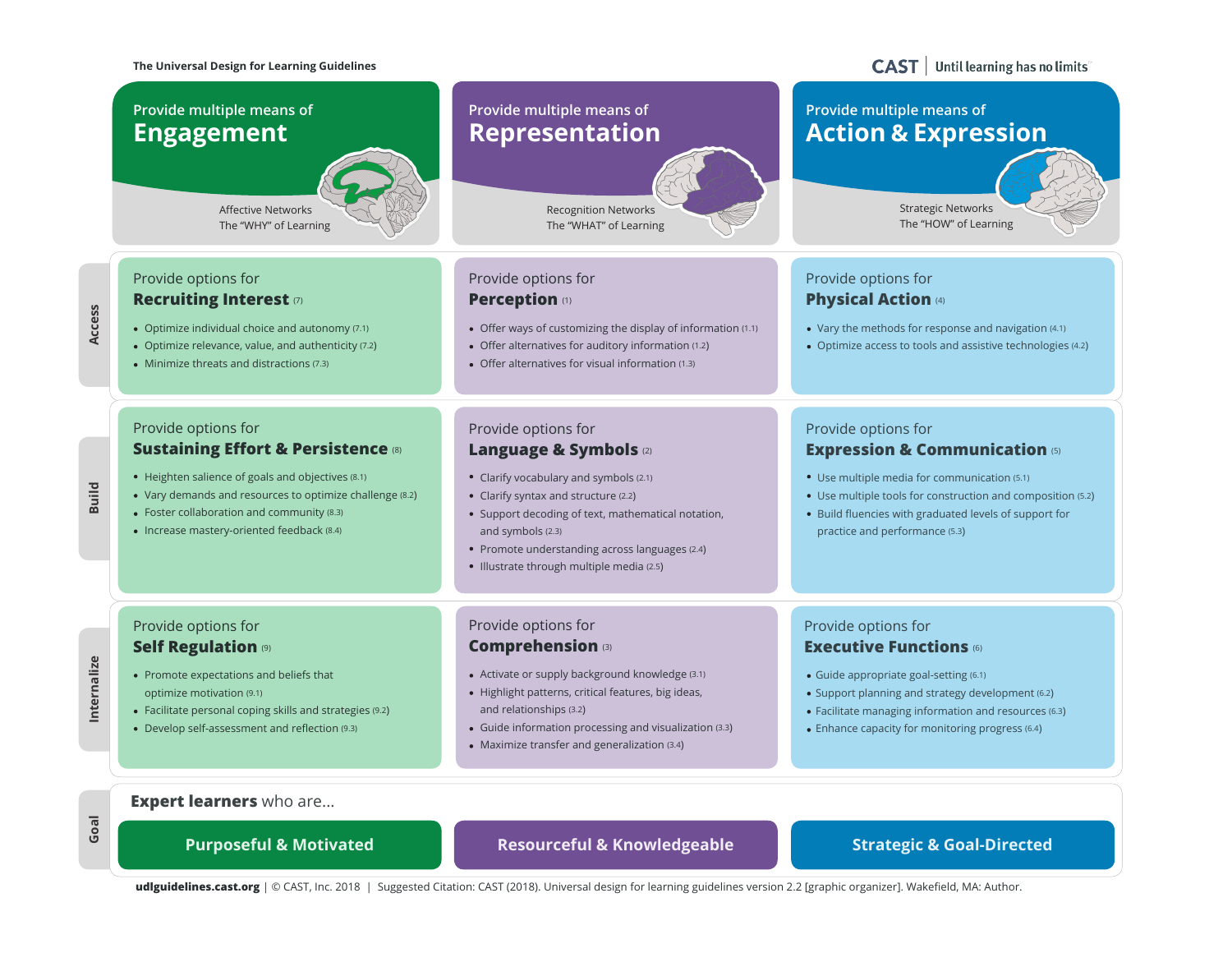# The Universal Design for Learning Guidelines

CAST | Until learning has no limits

## Provide multiple means of Engagement

Affective Networks
The "WHY" of Learning

### Access: Provide options for Recruiting Interest (7)

- Optimize individual choice and autonomy (7.1)
- Optimize relevance, value, and authenticity (7.2)
- Minimize threats and distractions (7.3)

### Build: Provide options for Sustaining Effort & Persistence (8)

- Heighten salience of goals and objectives (8.1)
- Vary demands and resources to optimize challenge (8.2)
- Foster collaboration and community (8.3)
- Increase mastery-oriented feedback (8.4)

### Internalize: Provide options for Self Regulation (9)

- Promote expectations and beliefs that optimize motivation (9.1)
- Facilitate personal coping skills and strategies (9.2)
- Develop self-assessment and reflection (9.3)

### Goal: Expert learners who are... Purposeful & Motivated

## Provide multiple means of Representation

Recognition Networks
The "WHAT" of Learning

### Access: Provide options for Perception (1)

- Offer ways of customizing the display of information (1.1)
- Offer alternatives for auditory information (1.2)
- Offer alternatives for visual information (1.3)

### Build: Provide options for Language & Symbols (2)

- Clarify vocabulary and symbols (2.1)
- Clarify syntax and structure (2.2)
- Support decoding of text, mathematical notation, and symbols (2.3)
- Promote understanding across languages (2.4)
- Illustrate through multiple media (2.5)

### Internalize: Provide options for Comprehension (3)

- Activate or supply background knowledge (3.1)
- Highlight patterns, critical features, big ideas, and relationships (3.2)
- Guide information processing and visualization (3.3)
- Maximize transfer and generalization (3.4)

### Goal: Expert learners who are... Resourceful & Knowledgeable

## Provide multiple means of Action & Expression

Strategic Networks
The "HOW" of Learning

### Access: Provide options for Physical Action (4)

- Vary the methods for response and navigation (4.1)
- Optimize access to tools and assistive technologies (4.2)

### Build: Provide options for Expression & Communication (5)

- Use multiple media for communication (5.1)
- Use multiple tools for construction and composition (5.2)
- Build fluencies with graduated levels of support for practice and performance (5.3)

### Internalize: Provide options for Executive Functions (6)

- Guide appropriate goal-setting (6.1)
- Support planning and strategy development (6.2)
- Facilitate managing information and resources (6.3)
- Enhance capacity for monitoring progress (6.4)

### Goal: Expert learners who are... Strategic & Goal-Directed

**udlguidelines.cast.org** | © CAST, Inc. 2018 | Suggested Citation: CAST (2018). Universal design for learning guidelines version 2.2 [graphic organizer]. Wakefield, MA: Author.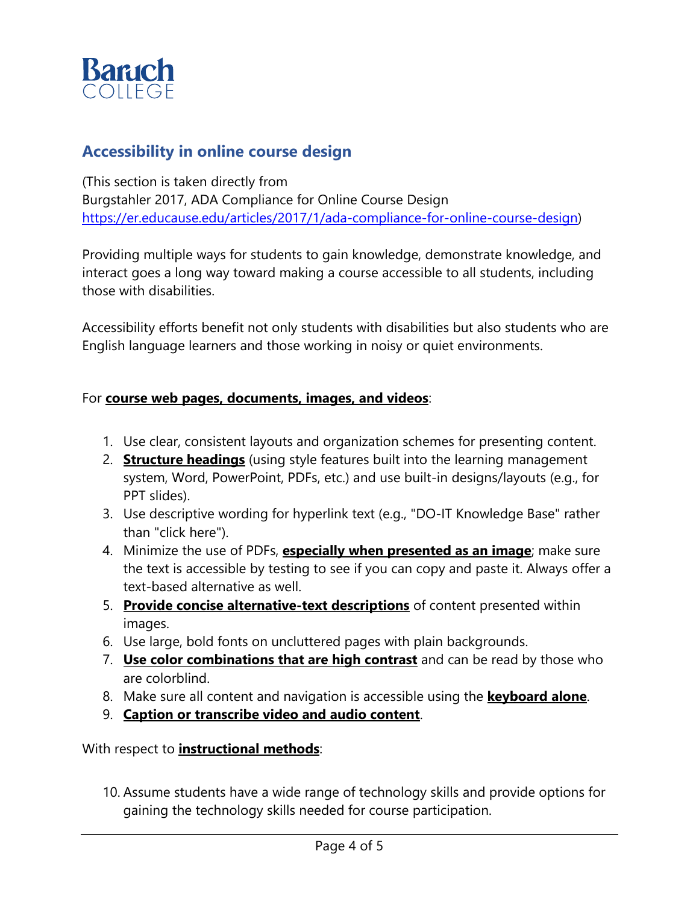## Accessibility in online course design

(This section is taken directly from
Burgstahler 2017, ADA Compliance for Online Course Design
https://er.educause.edu/articles/2017/1/ada-compliance-for-online-course-design)

Providing multiple ways for students to gain knowledge, demonstrate knowledge, and interact goes a long way toward making a course accessible to all students, including those with disabilities.

Accessibility efforts benefit not only students with disabilities but also students who are English language learners and those working in noisy or quiet environments.

For **course web pages, documents, images, and videos**:

1. Use clear, consistent layouts and organization schemes for presenting content.
2. **Structure headings** (using style features built into the learning management system, Word, PowerPoint, PDFs, etc.) and use built-in designs/layouts (e.g., for PPT slides).
3. Use descriptive wording for hyperlink text (e.g., "DO-IT Knowledge Base" rather than "click here").
4. Minimize the use of PDFs, **especially when presented as an image**; make sure the text is accessible by testing to see if you can copy and paste it. Always offer a text-based alternative as well.
5. **Provide concise alternative-text descriptions** of content presented within images.
6. Use large, bold fonts on uncluttered pages with plain backgrounds.
7. **Use color combinations that are high contrast** and can be read by those who are colorblind.
8. Make sure all content and navigation is accessible using the **keyboard alone**.
9. **Caption or transcribe video and audio content**.

With respect to **instructional methods**:

10. Assume students have a wide range of technology skills and provide options for gaining the technology skills needed for course participation.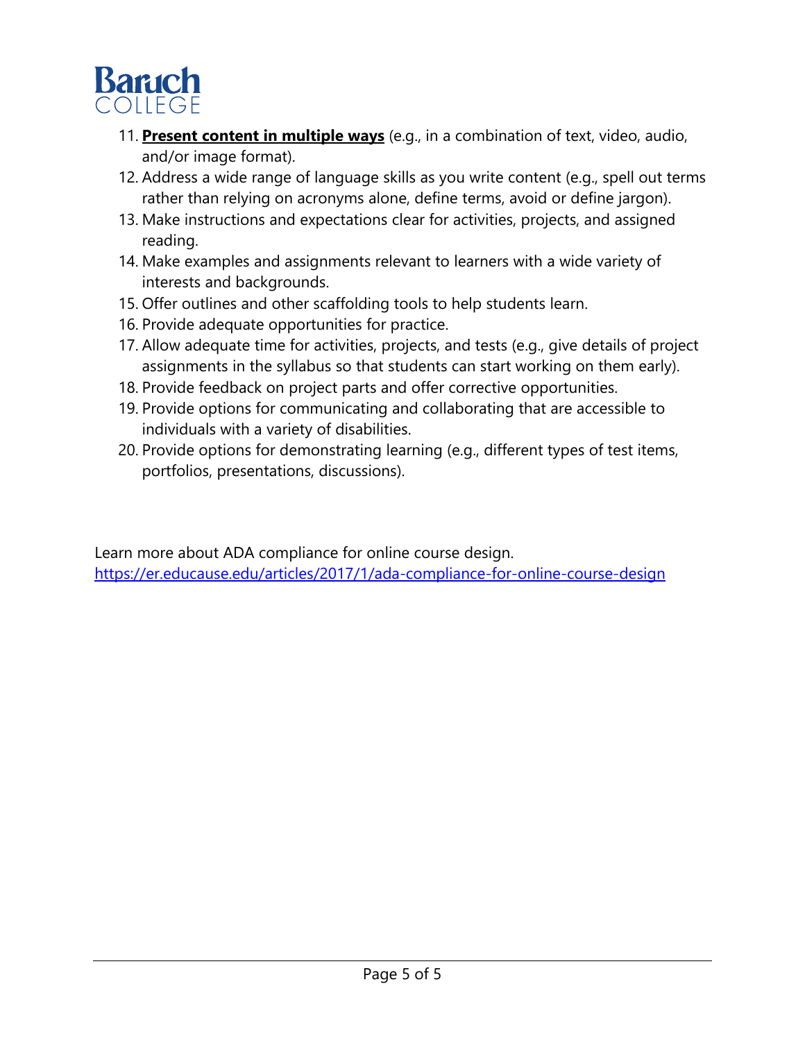11. **Present content in multiple ways** (e.g., in a combination of text, video, audio, and/or image format).
12. Address a wide range of language skills as you write content (e.g., spell out terms rather than relying on acronyms alone, define terms, avoid or define jargon).
13. Make instructions and expectations clear for activities, projects, and assigned reading.
14. Make examples and assignments relevant to learners with a wide variety of interests and backgrounds.
15. Offer outlines and other scaffolding tools to help students learn.
16. Provide adequate opportunities for practice.
17. Allow adequate time for activities, projects, and tests (e.g., give details of project assignments in the syllabus so that students can start working on them early).
18. Provide feedback on project parts and offer corrective opportunities.
19. Provide options for communicating and collaborating that are accessible to individuals with a variety of disabilities.
20. Provide options for demonstrating learning (e.g., different types of test items, portfolios, presentations, discussions).

Learn more about ADA compliance for online course design.
https://er.educause.edu/articles/2017/1/ada-compliance-for-online-course-design